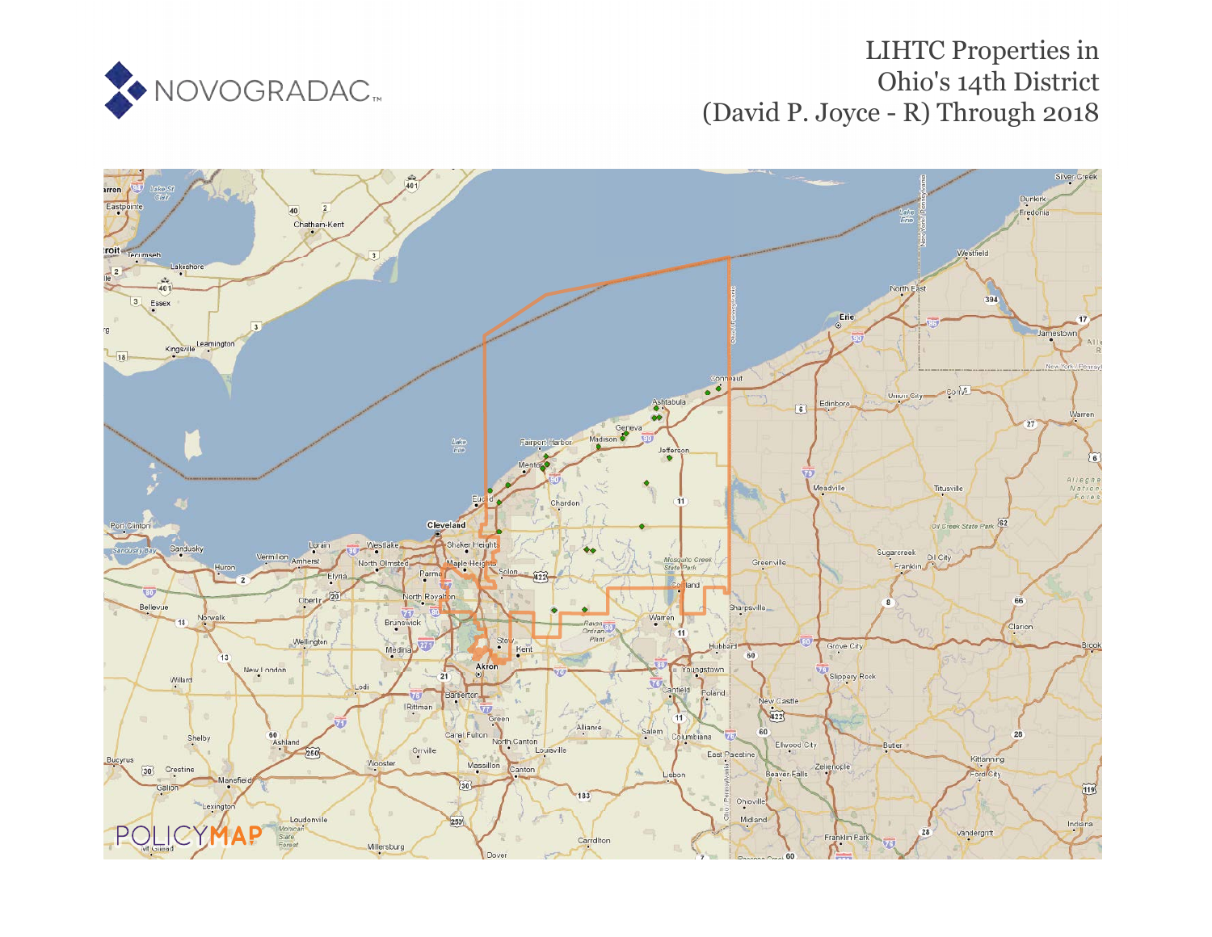NOVOGRADAC

# LIHTC Properties in Ohio's 14th District (David P. Joyce - R) Through 2018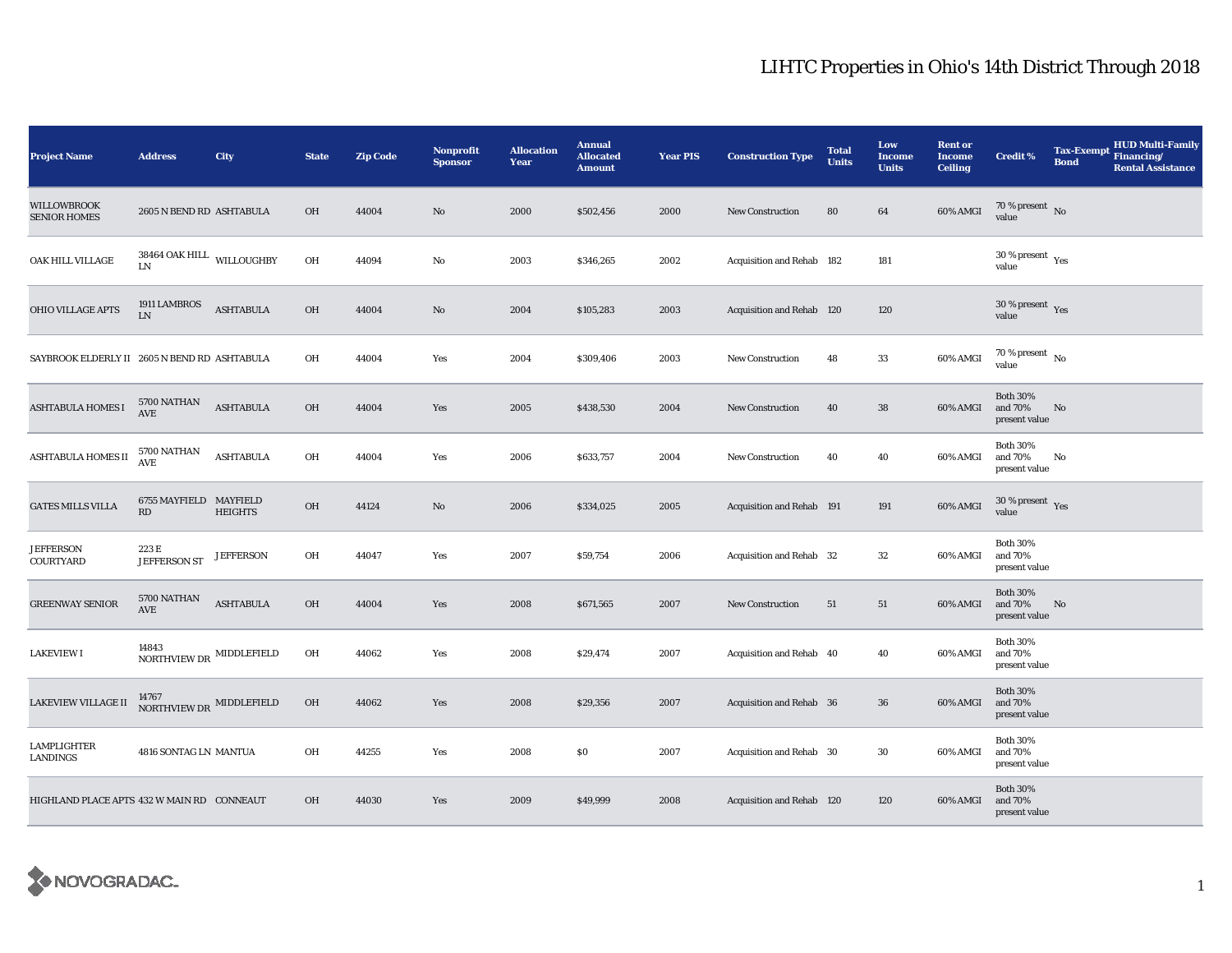# LIHTC Properties in Ohio's 14th District Through 2018

| Project Name | Address | City | State | Zip Code | Nonprofit Sponsor | Allocation Year | Annual Allocated Amount | Year PIS | Construction Type | Total Units | Low Income Units | Rent or Income Ceiling | Credit % | Tax-Exempt Bond | HUD Multi-Family Financing/ Rental Assistance |
|---|---|---|---|---|---|---|---|---|---|---|---|---|---|---|---|
| WILLOWBROOK SENIOR HOMES | 2605 N BEND RD | ASHTABULA | OH | 44004 | No | 2000 | $502,456 | 2000 | New Construction | 80 | 64 | 60% AMGI | 70 % present value | No | |
| OAK HILL VILLAGE | 38464 OAK HILL LN | WILLOUGHBY | OH | 44094 | No | 2003 | $346,265 | 2002 | Acquisition and Rehab | 182 | 181 | | 30 % present value | Yes | |
| OHIO VILLAGE APTS | 1911 LAMBROS LN | ASHTABULA | OH | 44004 | No | 2004 | $105,283 | 2003 | Acquisition and Rehab | 120 | 120 | | 30 % present value | Yes | |
| SAYBROOK ELDERLY II | 2605 N BEND RD | ASHTABULA | OH | 44004 | Yes | 2004 | $309,406 | 2003 | New Construction | 48 | 33 | 60% AMGI | 70 % present value | No | |
| ASHTABULA HOMES I | 5700 NATHAN AVE | ASHTABULA | OH | 44004 | Yes | 2005 | $438,530 | 2004 | New Construction | 40 | 38 | 60% AMGI | Both 30% and 70% present value | No | |
| ASHTABULA HOMES II | 5700 NATHAN AVE | ASHTABULA | OH | 44004 | Yes | 2006 | $633,757 | 2004 | New Construction | 40 | 40 | 60% AMGI | Both 30% and 70% present value | No | |
| GATES MILLS VILLA | 6755 MAYFIELD RD | MAYFIELD HEIGHTS | OH | 44124 | No | 2006 | $334,025 | 2005 | Acquisition and Rehab | 191 | 191 | 60% AMGI | 30 % present value | Yes | |
| JEFFERSON COURTYARD | 223 E JEFFERSON ST | JEFFERSON | OH | 44047 | Yes | 2007 | $59,754 | 2006 | Acquisition and Rehab | 32 | 32 | 60% AMGI | Both 30% and 70% present value | | |
| GREENWAY SENIOR | 5700 NATHAN AVE | ASHTABULA | OH | 44004 | Yes | 2008 | $671,565 | 2007 | New Construction | 51 | 51 | 60% AMGI | Both 30% and 70% present value | No | |
| LAKEVIEW I | 14843 NORTHVIEW DR | MIDDLEFIELD | OH | 44062 | Yes | 2008 | $29,474 | 2007 | Acquisition and Rehab | 40 | 40 | 60% AMGI | Both 30% and 70% present value | | |
| LAKEVIEW VILLAGE II | 14767 NORTHVIEW DR | MIDDLEFIELD | OH | 44062 | Yes | 2008 | $29,356 | 2007 | Acquisition and Rehab | 36 | 36 | 60% AMGI | Both 30% and 70% present value | | |
| LAMPLIGHTER LANDINGS | 4816 SONTAG LN | MANTUA | OH | 44255 | Yes | 2008 | $0 | 2007 | Acquisition and Rehab | 30 | 30 | 60% AMGI | Both 30% and 70% present value | | |
| HIGHLAND PLACE APTS | 432 W MAIN RD | CONNEAUT | OH | 44030 | Yes | 2009 | $49,999 | 2008 | Acquisition and Rehab | 120 | 120 | 60% AMGI | Both 30% and 70% present value | | |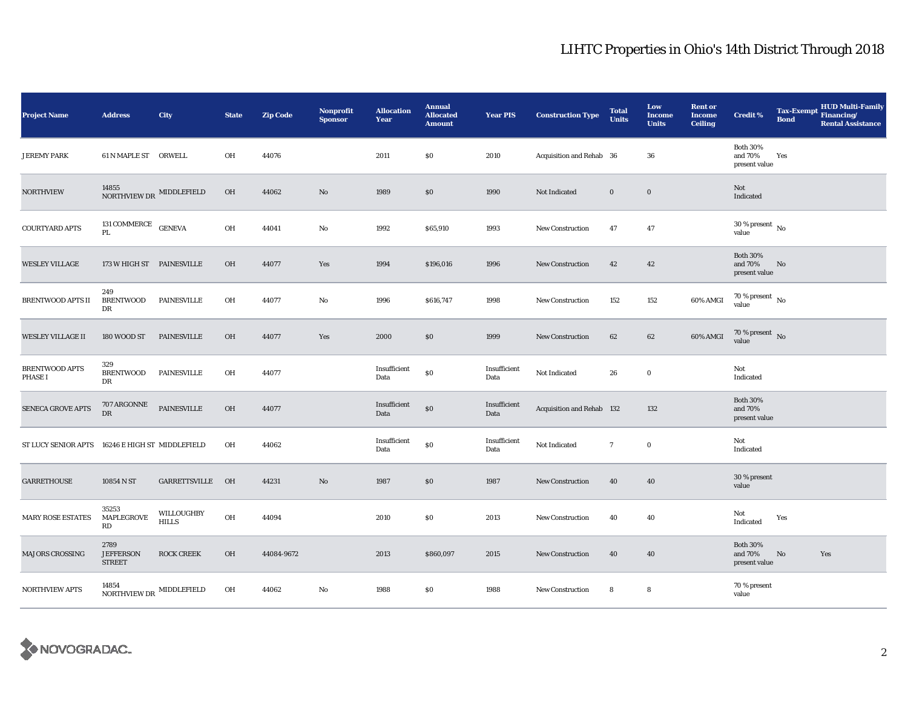# LIHTC Properties in Ohio's 14th District Through 2018

| Project Name | Address | City | State | Zip Code | Nonprofit Sponsor | Allocation Year | Annual Allocated Amount | Year PIS | Construction Type | Total Units | Low Income Units | Rent or Income Ceiling | Credit % | Tax-Exempt Bond | HUD Multi-Family Financing/ Rental Assistance |
|---|---|---|---|---|---|---|---|---|---|---|---|---|---|---|---|
| JEREMY PARK | 61 N MAPLE ST | ORWELL | OH | 44076 | | 2011 | $0 | 2010 | Acquisition and Rehab | 36 | 36 | | Both 30% and 70% present value | Yes | |
| NORTHVIEW | 14855 NORTHVIEW DR | MIDDLEFIELD | OH | 44062 | No | 1989 | $0 | 1990 | Not Indicated | 0 | 0 | | Not Indicated | | |
| COURTYARD APTS | 131 COMMERCE PL | GENEVA | OH | 44041 | No | 1992 | $65,910 | 1993 | New Construction | 47 | 47 | | 30 % present value | No | |
| WESLEY VILLAGE | 173 W HIGH ST | PAINESVILLE | OH | 44077 | Yes | 1994 | $196,016 | 1996 | New Construction | 42 | 42 | | Both 30% and 70% present value | No | |
| BRENTWOOD APTS II | 249 BRENTWOOD DR | PAINESVILLE | OH | 44077 | No | 1996 | $616,747 | 1998 | New Construction | 152 | 152 | 60% AMGI | 70 % present value | No | |
| WESLEY VILLAGE II | 180 WOOD ST | PAINESVILLE | OH | 44077 | Yes | 2000 | $0 | 1999 | New Construction | 62 | 62 | 60% AMGI | 70 % present value | No | |
| BRENTWOOD APTS PHASE I | 329 BRENTWOOD DR | PAINESVILLE | OH | 44077 | | Insufficient Data | $0 | Insufficient Data | Not Indicated | 26 | 0 | | Not Indicated | | |
| SENECA GROVE APTS | 707 ARGONNE DR | PAINESVILLE | OH | 44077 | | Insufficient Data | $0 | Insufficient Data | Acquisition and Rehab | 132 | 132 | | Both 30% and 70% present value | | |
| ST LUCY SENIOR APTS | 16246 E HIGH ST | MIDDLEFIELD | OH | 44062 | | Insufficient Data | $0 | Insufficient Data | Not Indicated | 7 | 0 | | Not Indicated | | |
| GARRETHOUSE | 10854 N ST | GARRETTSVILLE | OH | 44231 | No | 1987 | $0 | 1987 | New Construction | 40 | 40 | | 30 % present value | | |
| MARY ROSE ESTATES | 35253 MAPLEGROVE RD | WILLOUGHBY HILLS | OH | 44094 | | 2010 | $0 | 2013 | New Construction | 40 | 40 | | Not Indicated | Yes | |
| MAJORS CROSSING | 2789 JEFFERSON STREET | ROCK CREEK | OH | 44084-9672 | | 2013 | $860,097 | 2015 | New Construction | 40 | 40 | | Both 30% and 70% present value | No | Yes |
| NORTHVIEW APTS | 14854 NORTHVIEW DR | MIDDLEFIELD | OH | 44062 | No | 1988 | $0 | 1988 | New Construction | 8 | 8 | | 70 % present value | | |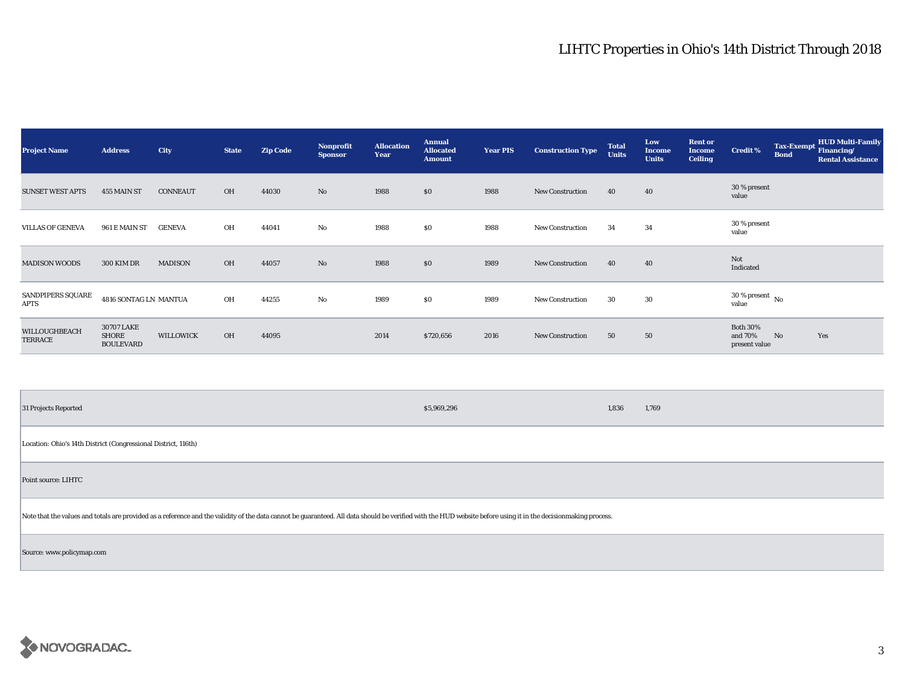| Project Name | Address | City | State | Zip Code | Nonprofit Sponsor | Allocation Year | Annual Allocated Amount | Year PIS | Construction Type | Total Units | Low Income Units | Rent or Income Ceiling | Credit % | Tax-Exempt Bond | HUD Multi-Family Financing/ Rental Assistance |
|---|---|---|---|---|---|---|---|---|---|---|---|---|---|---|---|
| SUNSET WEST APTS | 455 MAIN ST | CONNEAUT | OH | 44030 | No | 1988 | $0 | 1988 | New Construction | 40 | 40 | | 30 % present value | | |
| VILLAS OF GENEVA | 961 E MAIN ST | GENEVA | OH | 44041 | No | 1988 | $0 | 1988 | New Construction | 34 | 34 | | 30 % present value | | |
| MADISON WOODS | 300 KIM DR | MADISON | OH | 44057 | No | 1988 | $0 | 1989 | New Construction | 40 | 40 | | Not Indicated | | |
| SANDPIPERS SQUARE APTS | 4816 SONTAG LN | MANTUA | OH | 44255 | No | 1989 | $0 | 1989 | New Construction | 30 | 30 | | 30 % present value | No | |
| WILLOUGHBEACH TERRACE | 30707 LAKE SHORE BOULEVARD | WILLOWICK | OH | 44095 | | 2014 | $720,656 | 2016 | New Construction | 50 | 50 | | Both 30% and 70% present value | No | Yes |
| 31 Projects Reported | | | | | | | $5,969,296 | | | 1,836 | 1,769 | | | | |

Location: Ohio's 14th District (Congressional District, 116th)

Point source: LIHTC

Note that the values and totals are provided as a reference and the validity of the data cannot be guaranteed. All data should be verified with the HUD website before using it in the decisionmaking process.

Source: www.policymap.com